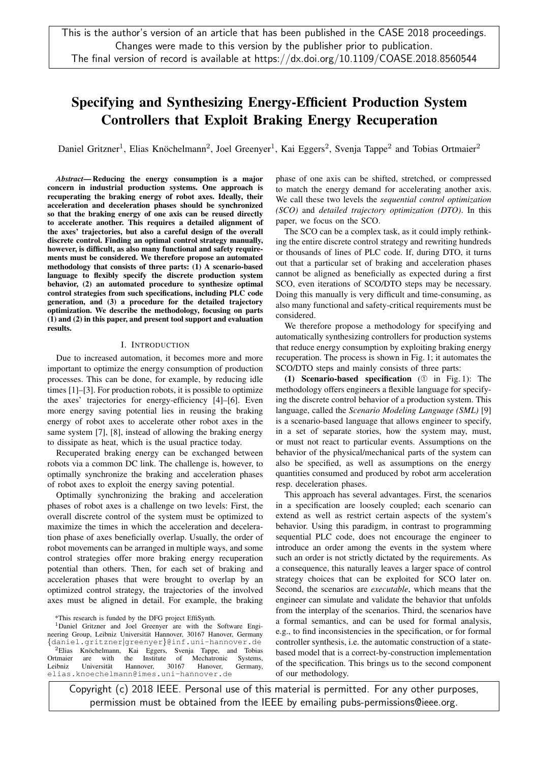This is the author's version of an article that has been published in the CASE 2018 proceedings. Changes were made to this version by the publisher prior to publication. The final version of record is available at https://dx.doi.org/10.1109/COASE.2018.8560544

# Specifying and Synthesizing Energy-Efficient Production System Controllers that Exploit Braking Energy Recuperation

Daniel Gritzner[1], Elias Knöchelmann[2], Joel Greenyer[1], Kai Eggers[2], Svenja Tappe[2] and Tobias Ortmaier[2]

***Abstract*— Reducing the energy consumption is a major concern in industrial production systems. One approach is recuperating the braking energy of robot axes. Ideally, their acceleration and deceleration phases should be synchronized so that the braking energy of one axis can be reused directly to accelerate another. This requires a detailed alignment of the axes' trajectories, but also a careful design of the overall discrete control. Finding an optimal control strategy manually, however, is difficult, as also many functional and safety requirements must be considered. We therefore propose an automated methodology that consists of three parts: (1) A scenario-based language to flexibly specify the discrete production system behavior, (2) an automated procedure to synthesize optimal control strategies from such specifications, including PLC code generation, and (3) a procedure for the detailed trajectory optimization. We describe the methodology, focusing on parts (1) and (2) in this paper, and present tool support and evaluation results.**

## I. Introduction

Due to increased automation, it becomes more and more important to optimize the energy consumption of production processes. This can be done, for example, by reducing idle times [1]–[3]. For production robots, it is possible to optimize the axes' trajectories for energy-efficiency [4]–[6]. Even more energy saving potential lies in reusing the braking energy of robot axes to accelerate other robot axes in the same system [7], [8], instead of allowing the braking energy to dissipate as heat, which is the usual practice today.

Recuperated braking energy can be exchanged between robots via a common DC link. The challenge is, however, to optimally synchronize the braking and acceleration phases of robot axes to exploit the energy saving potential.

Optimally synchronizing the braking and acceleration phases of robot axes is a challenge on two levels: First, the overall discrete control of the system must be optimized to maximize the times in which the acceleration and deceleration phase of axes beneficially overlap. Usually, the order of robot movements can be arranged in multiple ways, and some control strategies offer more braking energy recuperation potential than others. Then, for each set of braking and acceleration phases that were brought to overlap by an optimized control strategy, the trajectories of the involved axes must be aligned in detail. For example, the braking phase of one axis can be shifted, stretched, or compressed to match the energy demand for accelerating another axis. We call these two levels the *sequential control optimization (SCO)* and *detailed trajectory optimization (DTO)*. In this paper, we focus on the SCO.

The SCO can be a complex task, as it could imply rethinking the entire discrete control strategy and rewriting hundreds or thousands of lines of PLC code. If, during DTO, it turns out that a particular set of braking and acceleration phases cannot be aligned as beneficially as expected during a first SCO, even iterations of SCO/DTO steps may be necessary. Doing this manually is very difficult and time-consuming, as also many functional and safety-critical requirements must be considered.

We therefore propose a methodology for specifying and automatically synthesizing controllers for production systems that reduce energy consumption by exploiting braking energy recuperation. The process is shown in Fig. 1; it automates the SCO/DTO steps and mainly consists of three parts:

**(1) Scenario-based specification** (① in Fig. 1): The methodology offers engineers a flexible language for specifying the discrete control behavior of a production system. This language, called the *Scenario Modeling Language (SML)* [9] is a scenario-based language that allows engineer to specify, in a set of separate stories, how the system may, must, or must not react to particular events. Assumptions on the behavior of the physical/mechanical parts of the system can also be specified, as well as assumptions on the energy quantities consumed and produced by robot arm acceleration resp. deceleration phases.

This approach has several advantages. First, the scenarios in a specification are loosely coupled; each scenario can extend as well as restrict certain aspects of the system's behavior. Using this paradigm, in contrast to programming sequential PLC code, does not encourage the engineer to introduce an order among the events in the system where such an order is not strictly dictated by the requirements. As a consequence, this naturally leaves a larger space of control strategy choices that can be exploited for SCO later on. Second, the scenarios are *executable*, which means that the engineer can simulate and validate the behavior that unfolds from the interplay of the scenarios. Third, the scenarios have a formal semantics, and can be used for formal analysis, e.g., to find inconsistencies in the specification, or for formal controller synthesis, i.e. the automatic construction of a state-based model that is a correct-by-construction implementation of the specification. This brings us to the second component of our methodology.

*This research is funded by the DFG project EffiSynth.

[1]Daniel Gritzner and Joel Greenyer are with the Software Engineering Group, Leibniz Universität Hannover, 30167 Hanover, Germany {daniel.gritzner|greenyer}@inf.uni-hannover.de

[2]Elias Knöchelmann, Kai Eggers, Svenja Tappe, and Tobias Ortmaier are with the Institute of Mechatronic Systems, Leibniz Universität Hannover, 30167 Hanover, Germany, elias.knoechelmann@imes.uni-hannover.de

Copyright (c) 2018 IEEE. Personal use of this material is permitted. For any other purposes, permission must be obtained from the IEEE by emailing pubs-permissions@ieee.org.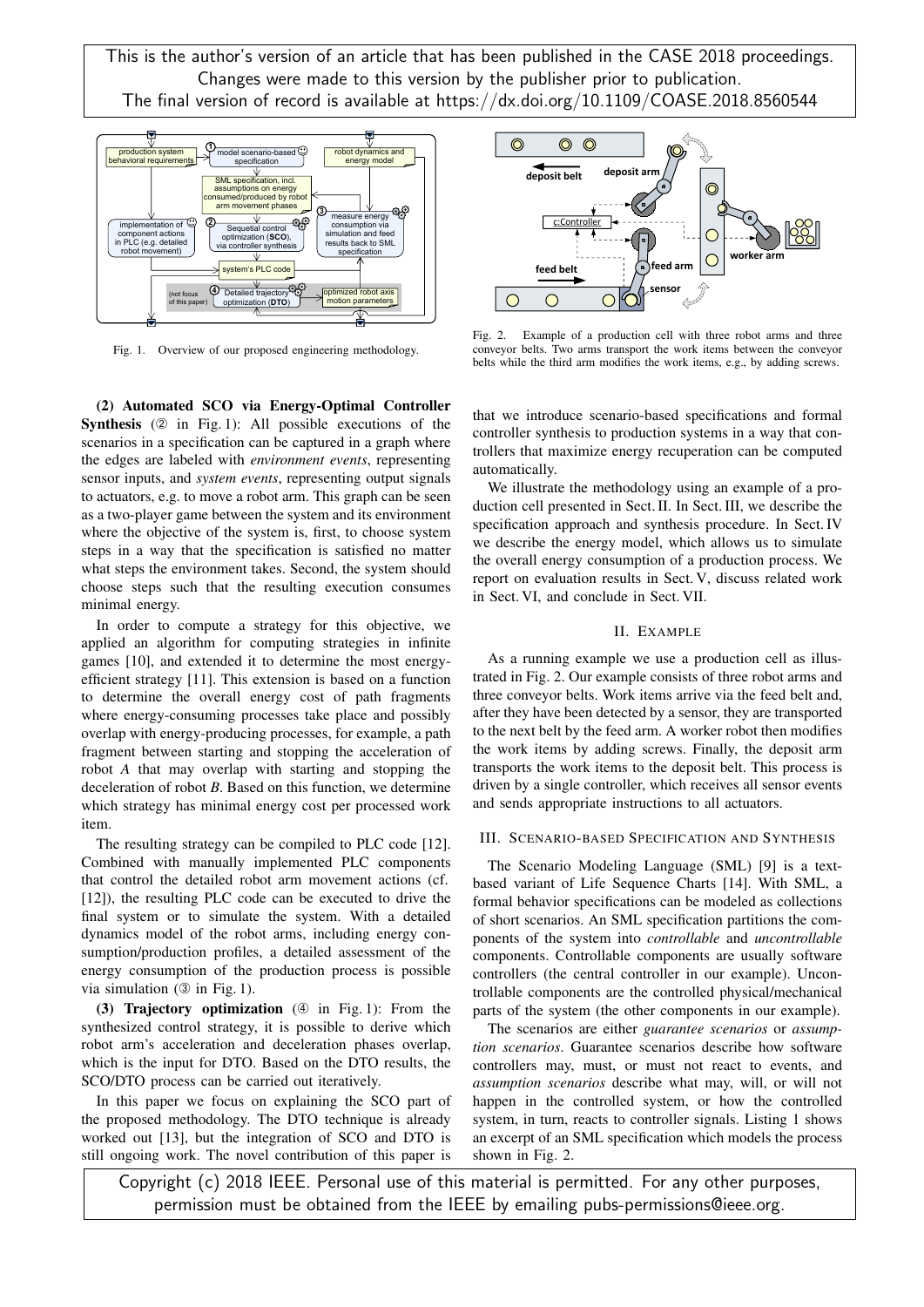This is the author's version of an article that has been published in the CASE 2018 proceedings. Changes were made to this version by the publisher prior to publication. The final version of record is available at https://dx.doi.org/10.1109/COASE.2018.8560544

Fig. 1. Overview of our proposed engineering methodology.

Fig. 2. Example of a production cell with three robot arms and three conveyor belts. Two arms transport the work items between the conveyor belts while the third arm modifies the work items, e.g., by adding screws.

**(2) Automated SCO via Energy-Optimal Controller Synthesis** (② in Fig. 1): All possible executions of the scenarios in a specification can be captured in a graph where the edges are labeled with *environment events*, representing sensor inputs, and *system events*, representing output signals to actuators, e.g. to move a robot arm. This graph can be seen as a two-player game between the system and its environment where the objective of the system is, first, to choose system steps in a way that the specification is satisfied no matter what steps the environment takes. Second, the system should choose steps such that the resulting execution consumes minimal energy.

In order to compute a strategy for this objective, we applied an algorithm for computing strategies in infinite games [10], and extended it to determine the most energy-efficient strategy [11]. This extension is based on a function to determine the overall energy cost of path fragments where energy-consuming processes take place and possibly overlap with energy-producing processes, for example, a path fragment between starting and stopping the acceleration of robot *A* that may overlap with starting and stopping the deceleration of robot *B*. Based on this function, we determine which strategy has minimal energy cost per processed work item.

The resulting strategy can be compiled to PLC code [12]. Combined with manually implemented PLC components that control the detailed robot arm movement actions (cf. [12]), the resulting PLC code can be executed to drive the final system or to simulate the system. With a detailed dynamics model of the robot arms, including energy consumption/production profiles, a detailed assessment of the energy consumption of the production process is possible via simulation (③ in Fig. 1).

**(3) Trajectory optimization** (④ in Fig. 1): From the synthesized control strategy, it is possible to derive which robot arm's acceleration and deceleration phases overlap, which is the input for DTO. Based on the DTO results, the SCO/DTO process can be carried out iteratively.

In this paper we focus on explaining the SCO part of the proposed methodology. The DTO technique is already worked out [13], but the integration of SCO and DTO is still ongoing work. The novel contribution of this paper is that we introduce scenario-based specifications and formal controller synthesis to production systems in a way that controllers that maximize energy recuperation can be computed automatically.

We illustrate the methodology using an example of a production cell presented in Sect. II. In Sect. III, we describe the specification approach and synthesis procedure. In Sect. IV we describe the energy model, which allows us to simulate the overall energy consumption of a production process. We report on evaluation results in Sect. V, discuss related work in Sect. VI, and conclude in Sect. VII.

## II. Example

As a running example we use a production cell as illustrated in Fig. 2. Our example consists of three robot arms and three conveyor belts. Work items arrive via the feed belt and, after they have been detected by a sensor, they are transported to the next belt by the feed arm. A worker robot then modifies the work items by adding screws. Finally, the deposit arm transports the work items to the deposit belt. This process is driven by a single controller, which receives all sensor events and sends appropriate instructions to all actuators.

## III. Scenario-based Specification and Synthesis

The Scenario Modeling Language (SML) [9] is a text-based variant of Life Sequence Charts [14]. With SML, a formal behavior specifications can be modeled as collections of short scenarios. An SML specification partitions the components of the system into *controllable* and *uncontrollable* components. Controllable components are usually software controllers (the central controller in our example). Uncontrollable components are the controlled physical/mechanical parts of the system (the other components in our example).

The scenarios are either *guarantee scenarios* or *assumption scenarios*. Guarantee scenarios describe how software controllers may, must, or must not react to events, and *assumption scenarios* describe what may, will, or will not happen in the controlled system, or how the controlled system, in turn, reacts to controller signals. Listing 1 shows an excerpt of an SML specification which models the process shown in Fig. 2.

Copyright (c) 2018 IEEE. Personal use of this material is permitted. For any other purposes, permission must be obtained from the IEEE by emailing pubs-permissions@ieee.org.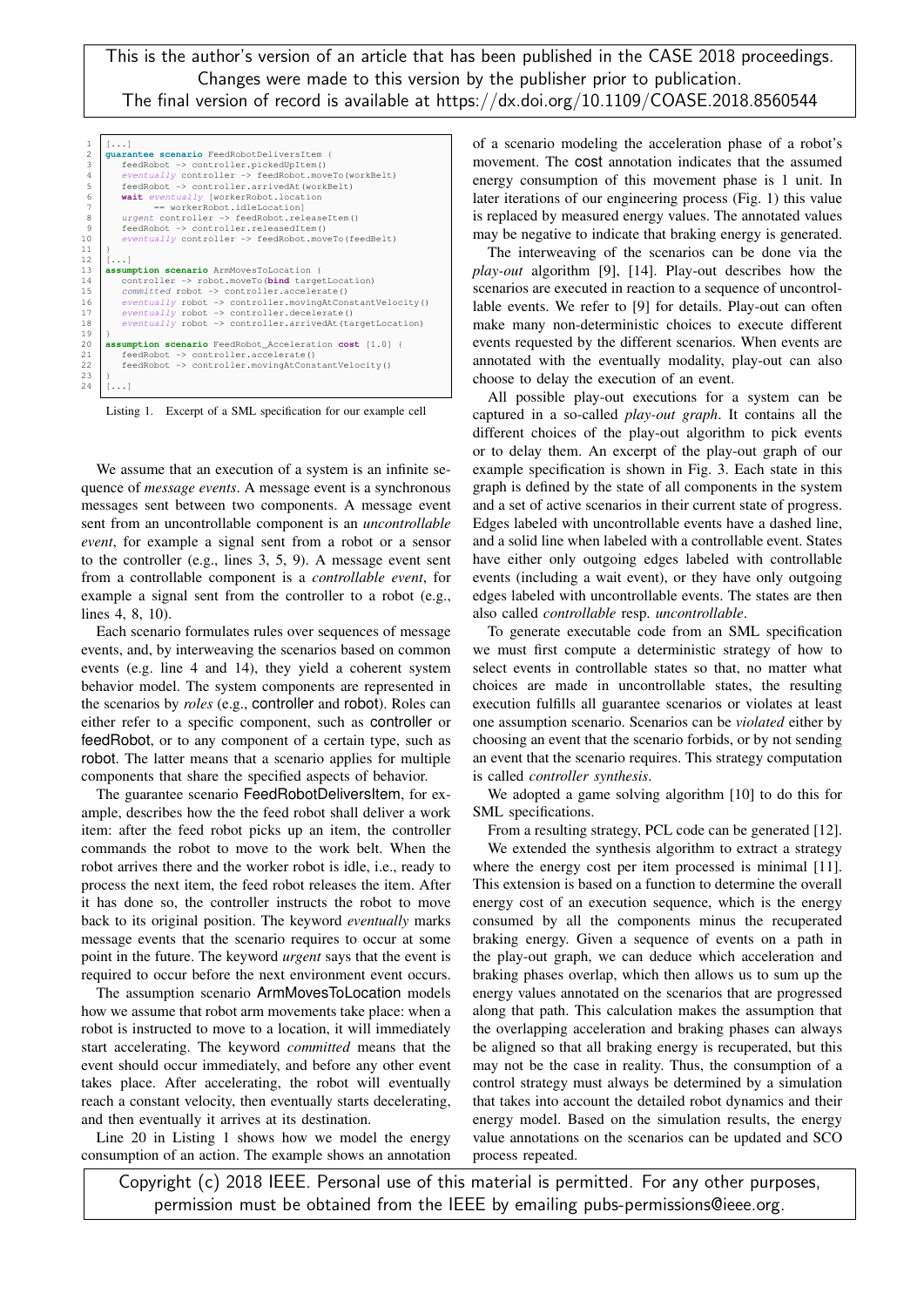This is the author's version of an article that has been published in the CASE 2018 proceedings. Changes were made to this version by the publisher prior to publication. The final version of record is available at https://dx.doi.org/10.1109/COASE.2018.8560544

```
1  [...]
2  guarantee scenario FeedRobotDeliversItem {
3      feedRobot -> controller.pickedUpItem()
4      eventually controller -> feedRobot.moveTo(workBelt)
5      feedRobot -> controller.arrivedAt(workBelt)
6      wait eventually [workerRobot.location
7            == workerRobot.idleLocation]
8      urgent controller -> feedRobot.releaseItem()
9      feedRobot -> controller.releasedItem()
10     eventually controller -> feedRobot.moveTo(feedBelt)
11 }
12 [...]
13 assumption scenario ArmMovesToLocation {
14     controller -> robot.moveTo(bind targetLocation)
15     committed robot -> controller.accelerate()
16     eventually robot -> controller.movingAtConstantVelocity()
17     eventually robot -> controller.decelerate()
18     eventually robot -> controller.arrivedAt(targetLocation)
19 }
20 assumption scenario FeedRobot_Acceleration cost [1.0] {
21     feedRobot -> controller.accelerate()
22     feedRobot -> controller.movingAtConstantVelocity()
23 }
24 [...]
```

Listing 1. Excerpt of a SML specification for our example cell

We assume that an execution of a system is an infinite sequence of *message events*. A message event is a synchronous messages sent between two components. A message event sent from an uncontrollable component is an *uncontrollable event*, for example a signal sent from a robot or a sensor to the controller (e.g., lines 3, 5, 9). A message event sent from a controllable component is a *controllable event*, for example a signal sent from the controller to a robot (e.g., lines 4, 8, 10).

Each scenario formulates rules over sequences of message events, and, by interweaving the scenarios based on common events (e.g. line 4 and 14), they yield a coherent system behavior model. The system components are represented in the scenarios by *roles* (e.g., controller and robot). Roles can either refer to a specific component, such as controller or feedRobot, or to any component of a certain type, such as robot. The latter means that a scenario applies for multiple components that share the specified aspects of behavior.

The guarantee scenario FeedRobotDeliversItem, for example, describes how the the feed robot shall deliver a work item: after the feed robot picks up an item, the controller commands the robot to move to the work belt. When the robot arrives there and the worker robot is idle, i.e., ready to process the next item, the feed robot releases the item. After it has done so, the controller instructs the robot to move back to its original position. The keyword *eventually* marks message events that the scenario requires to occur at some point in the future. The keyword *urgent* says that the event is required to occur before the next environment event occurs.

The assumption scenario ArmMovesToLocation models how we assume that robot arm movements take place: when a robot is instructed to move to a location, it will immediately start accelerating. The keyword *committed* means that the event should occur immediately, and before any other event takes place. After accelerating, the robot will eventually reach a constant velocity, then eventually starts decelerating, and then eventually it arrives at its destination.

Line 20 in Listing 1 shows how we model the energy consumption of an action. The example shows an annotation of a scenario modeling the acceleration phase of a robot's movement. The cost annotation indicates that the assumed energy consumption of this movement phase is 1 unit. In later iterations of our engineering process (Fig. 1) this value is replaced by measured energy values. The annotated values may be negative to indicate that braking energy is generated.

The interweaving of the scenarios can be done via the *play-out* algorithm [9], [14]. Play-out describes how the scenarios are executed in reaction to a sequence of uncontrollable events. We refer to [9] for details. Play-out can often make many non-deterministic choices to execute different events requested by the different scenarios. When events are annotated with the eventually modality, play-out can also choose to delay the execution of an event.

All possible play-out executions for a system can be captured in a so-called *play-out graph*. It contains all the different choices of the play-out algorithm to pick events or to delay them. An excerpt of the play-out graph of our example specification is shown in Fig. 3. Each state in this graph is defined by the state of all components in the system and a set of active scenarios in their current state of progress. Edges labeled with uncontrollable events have a dashed line, and a solid line when labeled with a controllable event. States have either only outgoing edges labeled with controllable events (including a wait event), or they have only outgoing edges labeled with uncontrollable events. The states are then also called *controllable* resp. *uncontrollable*.

To generate executable code from an SML specification we must first compute a deterministic strategy of how to select events in controllable states so that, no matter what choices are made in uncontrollable states, the resulting execution fulfills all guarantee scenarios or violates at least one assumption scenario. Scenarios can be *violated* either by choosing an event that the scenario forbids, or by not sending an event that the scenario requires. This strategy computation is called *controller synthesis*.

We adopted a game solving algorithm [10] to do this for SML specifications.

From a resulting strategy, PCL code can be generated [12].

We extended the synthesis algorithm to extract a strategy where the energy cost per item processed is minimal [11]. This extension is based on a function to determine the overall energy cost of an execution sequence, which is the energy consumed by all the components minus the recuperated braking energy. Given a sequence of events on a path in the play-out graph, we can deduce which acceleration and braking phases overlap, which then allows us to sum up the energy values annotated on the scenarios that are progressed along that path. This calculation makes the assumption that the overlapping acceleration and braking phases can always be aligned so that all braking energy is recuperated, but this may not be the case in reality. Thus, the consumption of a control strategy must always be determined by a simulation that takes into account the detailed robot dynamics and their energy model. Based on the simulation results, the energy value annotations on the scenarios can be updated and SCO process repeated.

Copyright (c) 2018 IEEE. Personal use of this material is permitted. For any other purposes, permission must be obtained from the IEEE by emailing pubs-permissions@ieee.org.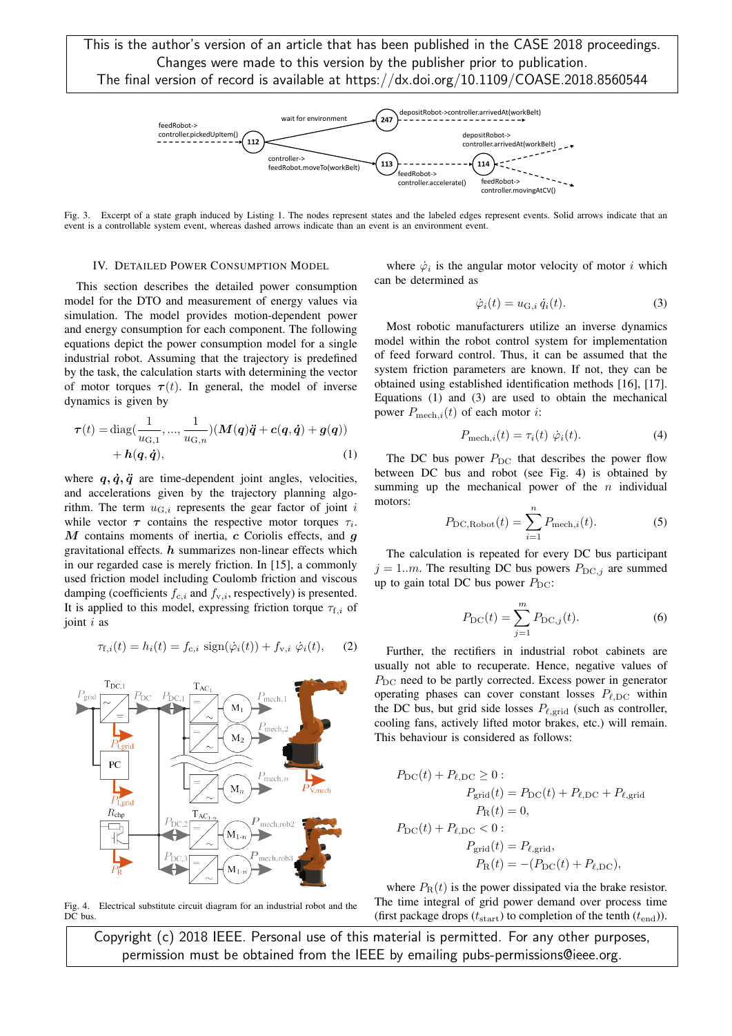This is the author's version of an article that has been published in the CASE 2018 proceedings. Changes were made to this version by the publisher prior to publication. The final version of record is available at https://dx.doi.org/10.1109/COASE.2018.8560544

Fig. 3. Excerpt of a state graph induced by Listing 1. The nodes represent states and the labeled edges represent events. Solid arrows indicate that an event is a controllable system event, whereas dashed arrows indicate than an event is an environment event.

## IV. Detailed Power Consumption Model

This section describes the detailed power consumption model for the DTO and measurement of energy values via simulation. The model provides motion-dependent power and energy consumption for each component. The following equations depict the power consumption model for a single industrial robot. Assuming that the trajectory is predefined by the task, the calculation starts with determining the vector of motor torques $\boldsymbol{\tau}(t)$. In general, the model of inverse dynamics is given by

$$\boldsymbol{\tau}(t) = \mathrm{diag}(\frac{1}{u_{\mathrm{G},1}}, ..., \frac{1}{u_{\mathrm{G},n}})(\boldsymbol{M}(\boldsymbol{q})\ddot{\boldsymbol{q}} + \boldsymbol{c}(\boldsymbol{q}, \dot{\boldsymbol{q}}) + \boldsymbol{g}(\boldsymbol{q})) + \boldsymbol{h}(\boldsymbol{q}, \dot{\boldsymbol{q}}), \quad (1)$$

where $\boldsymbol{q}, \dot{\boldsymbol{q}}, \ddot{\boldsymbol{q}}$ are time-dependent joint angles, velocities, and accelerations given by the trajectory planning algorithm. The term $u_{\mathrm{G},i}$ represents the gear factor of joint $i$ while vector $\boldsymbol{\tau}$ contains the respective motor torques $\tau_i$. $\boldsymbol{M}$ contains moments of inertia, $\boldsymbol{c}$ Coriolis effects, and $\boldsymbol{g}$ gravitational effects. $\boldsymbol{h}$ summarizes non-linear effects which in our regarded case is merely friction. In [15], a commonly used friction model including Coulomb friction and viscous damping (coefficients $f_{\mathrm{c},i}$ and $f_{\mathrm{v},i}$, respectively) is presented. It is applied to this model, expressing friction torque $\tau_{\mathrm{f},i}$ of joint $i$ as

$$\tau_{\mathrm{f},i}(t) = h_i(t) = f_{\mathrm{c},i}\ \mathrm{sign}(\dot{\varphi}_i(t)) + f_{\mathrm{v},i}\ \dot{\varphi}_i(t), \quad (2)$$

Fig. 4. Electrical substitute circuit diagram for an industrial robot and the DC bus.

where $\dot{\varphi}_i$ is the angular motor velocity of motor $i$ which can be determined as

$$\dot{\varphi}_i(t) = u_{\mathrm{G},i}\ \dot{q}_i(t). \quad (3)$$

Most robotic manufacturers utilize an inverse dynamics model within the robot control system for implementation of feed forward control. Thus, it can be assumed that the system friction parameters are known. If not, they can be obtained using established identification methods [16], [17]. Equations (1) and (3) are used to obtain the mechanical power $P_{\mathrm{mech},i}(t)$ of each motor $i$:

$$P_{\mathrm{mech},i}(t) = \tau_i(t)\ \dot{\varphi}_i(t). \quad (4)$$

The DC bus power $P_{\mathrm{DC}}$ that describes the power flow between DC bus and robot (see Fig. 4) is obtained by summing up the mechanical power of the $n$ individual motors:

$$P_{\mathrm{DC,Robot}}(t) = \sum_{i=1}^{n} P_{\mathrm{mech},i}(t). \quad (5)$$

The calculation is repeated for every DC bus participant $j = 1..m$. The resulting DC bus powers $P_{\mathrm{DC},j}$ are summed up to gain total DC bus power $P_{\mathrm{DC}}$:

$$P_{\mathrm{DC}}(t) = \sum_{j=1}^{m} P_{\mathrm{DC},j}(t). \quad (6)$$

Further, the rectifiers in industrial robot cabinets are usually not able to recuperate. Hence, negative values of $P_{\mathrm{DC}}$ need to be partly corrected. Excess power in generator operating phases can cover constant losses $P_{\ell,\mathrm{DC}}$ within the DC bus, but grid side losses $P_{\ell,\mathrm{grid}}$ (such as controller, cooling fans, actively lifted motor brakes, etc.) will remain. This behaviour is considered as follows:

$$\begin{aligned}
P_{\mathrm{DC}}(t) + P_{\ell,\mathrm{DC}} \geq 0 :& \\
&P_{\mathrm{grid}}(t) = P_{\mathrm{DC}}(t) + P_{\ell,\mathrm{DC}} + P_{\ell,\mathrm{grid}} \\
&P_{\mathrm{R}}(t) = 0, \\
P_{\mathrm{DC}}(t) + P_{\ell,\mathrm{DC}} < 0 :& \\
&P_{\mathrm{grid}}(t) = P_{\ell,\mathrm{grid}}, \\
&P_{\mathrm{R}}(t) = -(P_{\mathrm{DC}}(t) + P_{\ell,\mathrm{DC}}),
\end{aligned}$$

where $P_{\mathrm{R}}(t)$ is the power dissipated via the brake resistor. The time integral of grid power demand over process time (first package drops ($t_{\mathrm{start}}$) to completion of the tenth ($t_{\mathrm{end}}$)).

Copyright (c) 2018 IEEE. Personal use of this material is permitted. For any other purposes, permission must be obtained from the IEEE by emailing pubs-permissions@ieee.org.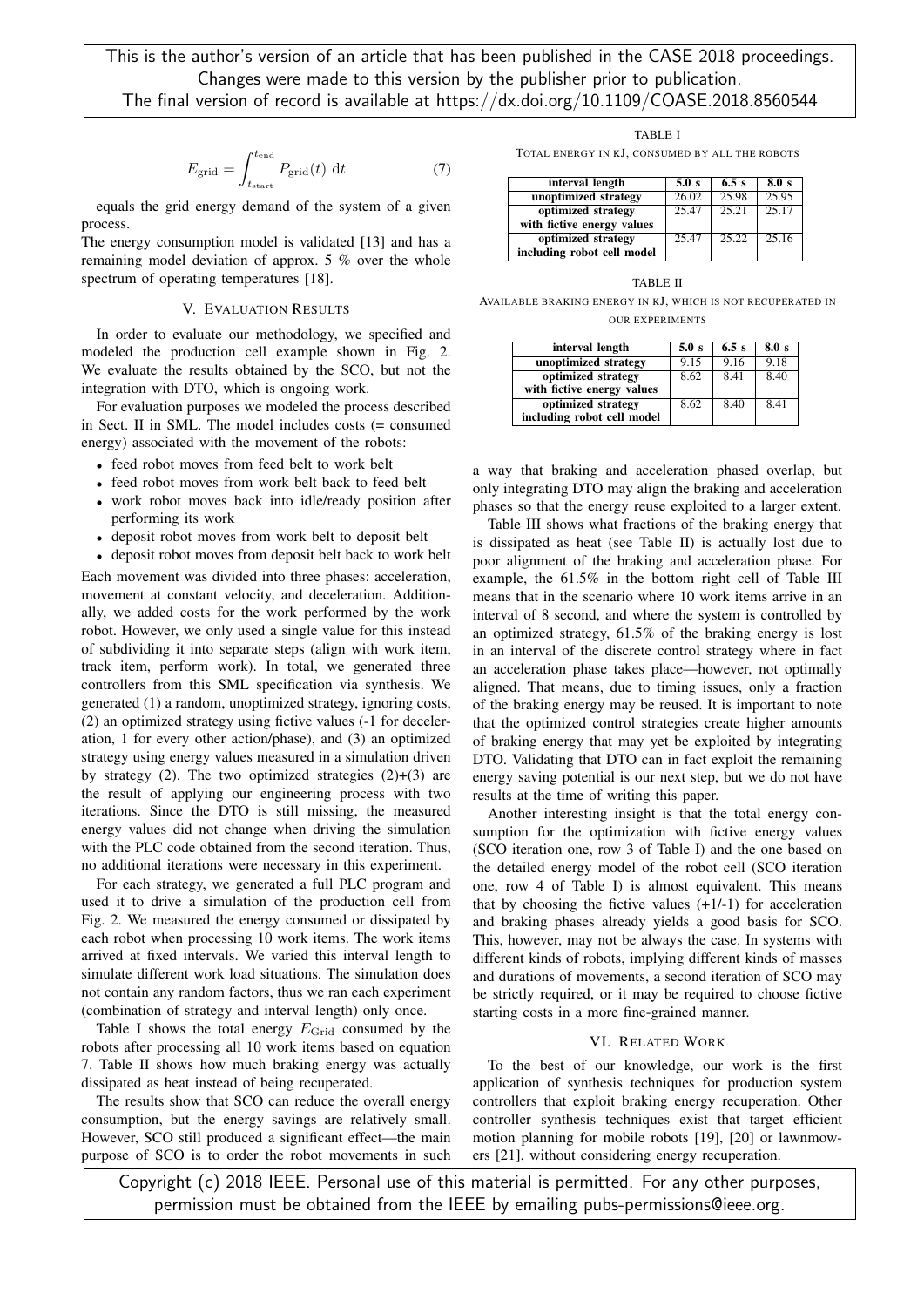$$E_{\text{grid}} = \int_{t_{\text{start}}}^{t_{\text{end}}} P_{\text{grid}}(t)\ \mathrm{d}t \tag{7}$$

equals the grid energy demand of the system of a given process.

The energy consumption model is validated [13] and has a remaining model deviation of approx. 5 % over the whole spectrum of operating temperatures [18].

## V. Evaluation Results

In order to evaluate our methodology, we specified and modeled the production cell example shown in Fig. 2. We evaluate the results obtained by the SCO, but not the integration with DTO, which is ongoing work.

For evaluation purposes we modeled the process described in Sect. II in SML. The model includes costs (= consumed energy) associated with the movement of the robots:

- feed robot moves from feed belt to work belt
- feed robot moves from work belt back to feed belt
- work robot moves back into idle/ready position after performing its work
- deposit robot moves from work belt to deposit belt
- deposit robot moves from deposit belt back to work belt

Each movement was divided into three phases: acceleration, movement at constant velocity, and deceleration. Additionally, we added costs for the work performed by the work robot. However, we only used a single value for this instead of subdividing it into separate steps (align with work item, track item, perform work). In total, we generated three controllers from this SML specification via synthesis. We generated (1) a random, unoptimized strategy, ignoring costs, (2) an optimized strategy using fictive values (-1 for deceleration, 1 for every other action/phase), and (3) an optimized strategy using energy values measured in a simulation driven by strategy (2). The two optimized strategies (2)+(3) are the result of applying our engineering process with two iterations. Since the DTO is still missing, the measured energy values did not change when driving the simulation with the PLC code obtained from the second iteration. Thus, no additional iterations were necessary in this experiment.

For each strategy, we generated a full PLC program and used it to drive a simulation of the production cell from Fig. 2. We measured the energy consumed or dissipated by each robot when processing 10 work items. The work items arrived at fixed intervals. We varied this interval length to simulate different work load situations. The simulation does not contain any random factors, thus we ran each experiment (combination of strategy and interval length) only once.

Table I shows the total energy $E_{\text{Grid}}$ consumed by the robots after processing all 10 work items based on equation 7. Table II shows how much braking energy was actually dissipated as heat instead of being recuperated.

The results show that SCO can reduce the overall energy consumption, but the energy savings are relatively small. However, SCO still produced a significant effect—the main purpose of SCO is to order the robot movements in such a way that braking and acceleration phased overlap, but only integrating DTO may align the braking and acceleration phases so that the energy reuse exploited to a larger extent.

TABLE I
Total energy in kJ, consumed by all the robots

| interval length | 5.0 s | 6.5 s | 8.0 s |
|---|---|---|---|
| unoptimized strategy | 26.02 | 25.98 | 25.95 |
| optimized strategy with fictive energy values | 25.47 | 25.21 | 25.17 |
| optimized strategy including robot cell model | 25.47 | 25.22 | 25.16 |

TABLE II
Available braking energy in kJ, which is not recuperated in our experiments

| interval length | 5.0 s | 6.5 s | 8.0 s |
|---|---|---|---|
| unoptimized strategy | 9.15 | 9.16 | 9.18 |
| optimized strategy with fictive energy values | 8.62 | 8.41 | 8.40 |
| optimized strategy including robot cell model | 8.62 | 8.40 | 8.41 |

Table III shows what fractions of the braking energy that is dissipated as heat (see Table II) is actually lost due to poor alignment of the braking and acceleration phase. For example, the 61.5% in the bottom right cell of Table III means that in the scenario where 10 work items arrive in an interval of 8 second, and where the system is controlled by an optimized strategy, 61.5% of the braking energy is lost in an interval of the discrete control strategy where in fact an acceleration phase takes place—however, not optimally aligned. That means, due to timing issues, only a fraction of the braking energy may be reused. It is important to note that the optimized control strategies create higher amounts of braking energy that may yet be exploited by integrating DTO. Validating that DTO can in fact exploit the remaining energy saving potential is our next step, but we do not have results at the time of writing this paper.

Another interesting insight is that the total energy consumption for the optimization with fictive energy values (SCO iteration one, row 3 of Table I) and the one based on the detailed energy model of the robot cell (SCO iteration one, row 4 of Table I) is almost equivalent. This means that by choosing the fictive values (+1/-1) for acceleration and braking phases already yields a good basis for SCO. This, however, may not be always the case. In systems with different kinds of robots, implying different kinds of masses and durations of movements, a second iteration of SCO may be strictly required, or it may be required to choose fictive starting costs in a more fine-grained manner.

## VI. Related Work

To the best of our knowledge, our work is the first application of synthesis techniques for production system controllers that exploit braking energy recuperation. Other controller synthesis techniques exist that target efficient motion planning for mobile robots [19], [20] or lawnmowers [21], without considering energy recuperation.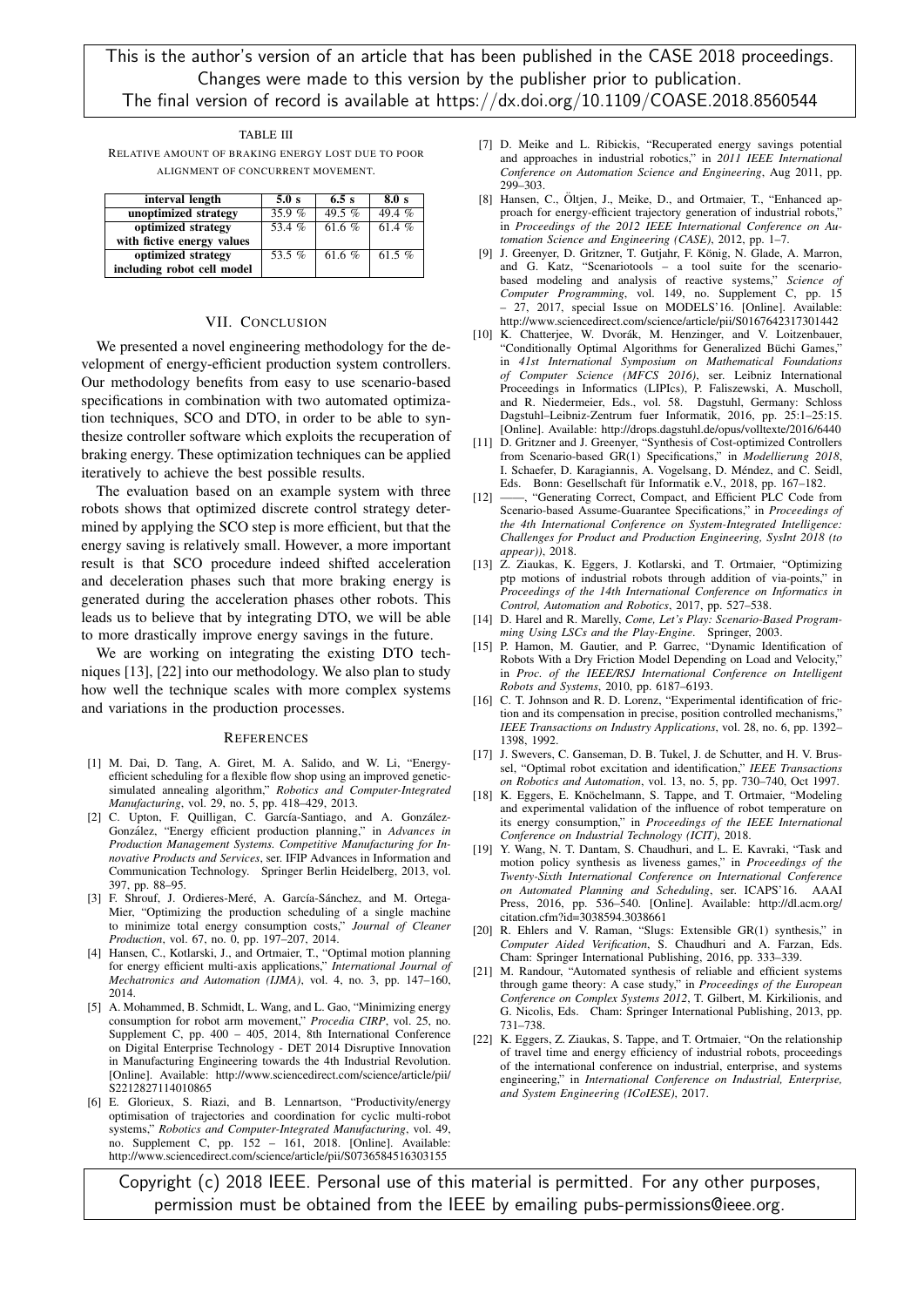This is the author's version of an article that has been published in the CASE 2018 proceedings. Changes were made to this version by the publisher prior to publication. The final version of record is available at https://dx.doi.org/10.1109/COASE.2018.8560544

TABLE III

RELATIVE AMOUNT OF BRAKING ENERGY LOST DUE TO POOR ALIGNMENT OF CONCURRENT MOVEMENT.

| interval length | 5.0 s | 6.5 s | 8.0 s |
|---|---|---|---|
| unoptimized strategy | 35.9 % | 49.5 % | 49.4 % |
| optimized strategy with fictive energy values | 53.4 % | 61.6 % | 61.4 % |
| optimized strategy including robot cell model | 53.5 % | 61.6 % | 61.5 % |

## VII. CONCLUSION

We presented a novel engineering methodology for the development of energy-efficient production system controllers. Our methodology benefits from easy to use scenario-based specifications in combination with two automated optimization techniques, SCO and DTO, in order to be able to synthesize controller software which exploits the recuperation of braking energy. These optimization techniques can be applied iteratively to achieve the best possible results.

The evaluation based on an example system with three robots shows that optimized discrete control strategy determined by applying the SCO step is more efficient, but that the energy saving is relatively small. However, a more important result is that SCO procedure indeed shifted acceleration and deceleration phases such that more braking energy is generated during the acceleration phases other robots. This leads us to believe that by integrating DTO, we will be able to more drastically improve energy savings in the future.

We are working on integrating the existing DTO techniques [13], [22] into our methodology. We also plan to study how well the technique scales with more complex systems and variations in the production processes.

## REFERENCES

[1] M. Dai, D. Tang, A. Giret, M. A. Salido, and W. Li, "Energy-efficient scheduling for a flexible flow shop using an improved genetic-simulated annealing algorithm," *Robotics and Computer-Integrated Manufacturing*, vol. 29, no. 5, pp. 418–429, 2013.

[2] C. Upton, F. Quilligan, C. García-Santiago, and A. González-González, "Energy efficient production planning," in *Advances in Production Management Systems. Competitive Manufacturing for Innovative Products and Services*, ser. IFIP Advances in Information and Communication Technology. Springer Berlin Heidelberg, 2013, vol. 397, pp. 88–95.

[3] F. Shrouf, J. Ordieres-Meré, A. García-Sánchez, and M. Ortega-Mier, "Optimizing the production scheduling of a single machine to minimize total energy consumption costs," *Journal of Cleaner Production*, vol. 67, no. 0, pp. 197–207, 2014.

[4] Hansen, C., Kotlarski, J., and Ortmaier, T., "Optimal motion planning for energy efficient multi-axis applications," *International Journal of Mechatronics and Automation (IJMA)*, vol. 4, no. 3, pp. 147–160, 2014.

[5] A. Mohammed, B. Schmidt, L. Wang, and L. Gao, "Minimizing energy consumption for robot arm movement," *Procedia CIRP*, vol. 25, no. Supplement C, pp. 400 – 405, 2014, 8th International Conference on Digital Enterprise Technology - DET 2014 Disruptive Innovation in Manufacturing Engineering towards the 4th Industrial Revolution. [Online]. Available: http://www.sciencedirect.com/science/article/pii/S2212827114010865

[6] E. Glorieux, S. Riazi, and B. Lennartson, "Productivity/energy optimisation of trajectories and coordination for cyclic multi-robot systems," *Robotics and Computer-Integrated Manufacturing*, vol. 49, no. Supplement C, pp. 152 – 161, 2018. [Online]. Available: http://www.sciencedirect.com/science/article/pii/S0736584516303155

[7] D. Meike and L. Ribickis, "Recuperated energy savings potential and approaches in industrial robotics," in *2011 IEEE International Conference on Automation Science and Engineering*, Aug 2011, pp. 299–303.

[8] Hansen, C., Öltjen, J., Meike, D., and Ortmaier, T., "Enhanced approach for energy-efficient trajectory generation of industrial robots," in *Proceedings of the 2012 IEEE International Conference on Automation Science and Engineering (CASE)*, 2012, pp. 1–7.

[9] J. Greenyer, D. Gritzner, T. Gutjahr, F. König, N. Glade, A. Marron, and G. Katz, "Scenariotools – a tool suite for the scenario-based modeling and analysis of reactive systems," *Science of Computer Programming*, vol. 149, no. Supplement C, pp. 15 – 27, 2017, special Issue on MODELS'16. [Online]. Available: http://www.sciencedirect.com/science/article/pii/S0167642317301442

[10] K. Chatterjee, W. Dvorák, M. Henzinger, and V. Loitzenbauer, "Conditionally Optimal Algorithms for Generalized Büchi Games," in *41st International Symposium on Mathematical Foundations of Computer Science (MFCS 2016)*, ser. Leibniz International Proceedings in Informatics (LIPIcs), P. Faliszewski, A. Muscholl, and R. Niedermeier, Eds., vol. 58. Dagstuhl, Germany: Schloss Dagstuhl–Leibniz-Zentrum fuer Informatik, 2016, pp. 25:1–25:15. [Online]. Available: http://drops.dagstuhl.de/opus/volltexte/2016/6440

[11] D. Gritzner and J. Greenyer, "Synthesis of Cost-optimized Controllers from Scenario-based GR(1) Specifications," in *Modellierung 2018*, I. Schaefer, D. Karagiannis, A. Vogelsang, D. Méndez, and C. Seidl, Eds. Bonn: Gesellschaft für Informatik e.V., 2018, pp. 167–182.

[12] ——, "Generating Correct, Compact, and Efficient PLC Code from Scenario-based Assume-Guarantee Specifications," in *Proceedings of the 4th International Conference on System-Integrated Intelligence: Challenges for Product and Production Engineering, SysInt 2018 (to appear))*, 2018.

[13] Z. Ziaukas, K. Eggers, J. Kotlarski, and T. Ortmaier, "Optimizing ptp motions of industrial robots through addition of via-points," in *Proceedings of the 14th International Conference on Informatics in Control, Automation and Robotics*, 2017, pp. 527–538.

[14] D. Harel and R. Marelly, *Come, Let's Play: Scenario-Based Programming Using LSCs and the Play-Engine*. Springer, 2003.

[15] P. Hamon, M. Gautier, and P. Garrec, "Dynamic Identification of Robots With a Dry Friction Model Depending on Load and Velocity," in *Proc. of the IEEE/RSJ International Conference on Intelligent Robots and Systems*, 2010, pp. 6187–6193.

[16] C. T. Johnson and R. D. Lorenz, "Experimental identification of friction and its compensation in precise, position controlled mechanisms," *IEEE Transactions on Industry Applications*, vol. 28, no. 6, pp. 1392–1398, 1992.

[17] J. Swevers, C. Ganseman, D. B. Tukel, J. de Schutter, and H. V. Brussel, "Optimal robot excitation and identification," *IEEE Transactions on Robotics and Automation*, vol. 13, no. 5, pp. 730–740, Oct 1997.

[18] K. Eggers, E. Knöchelmann, S. Tappe, and T. Ortmaier, "Modeling and experimental validation of the influence of robot temperature on its energy consumption," in *Proceedings of the IEEE International Conference on Industrial Technology (ICIT)*, 2018.

[19] Y. Wang, N. T. Dantam, S. Chaudhuri, and L. E. Kavraki, "Task and motion policy synthesis as liveness games," in *Proceedings of the Twenty-Sixth International Conference on International Conference on Automated Planning and Scheduling*, ser. ICAPS'16. AAAI Press, 2016, pp. 536–540. [Online]. Available: http://dl.acm.org/citation.cfm?id=3038594.3038661

[20] R. Ehlers and V. Raman, "Slugs: Extensible GR(1) synthesis," in *Computer Aided Verification*, S. Chaudhuri and A. Farzan, Eds. Cham: Springer International Publishing, 2016, pp. 333–339.

[21] M. Randour, "Automated synthesis of reliable and efficient systems through game theory: A case study," in *Proceedings of the European Conference on Complex Systems 2012*, T. Gilbert, M. Kirkilionis, and G. Nicolis, Eds. Cham: Springer International Publishing, 2013, pp. 731–738.

[22] K. Eggers, Z. Ziaukas, S. Tappe, and T. Ortmaier, "On the relationship of travel time and energy efficiency of industrial robots, proceedings of the international conference on industrial, enterprise, and systems engineering," in *International Conference on Industrial, Enterprise, and System Engineering (ICoIESE)*, 2017.

Copyright (c) 2018 IEEE. Personal use of this material is permitted. For any other purposes, permission must be obtained from the IEEE by emailing pubs-permissions@ieee.org.